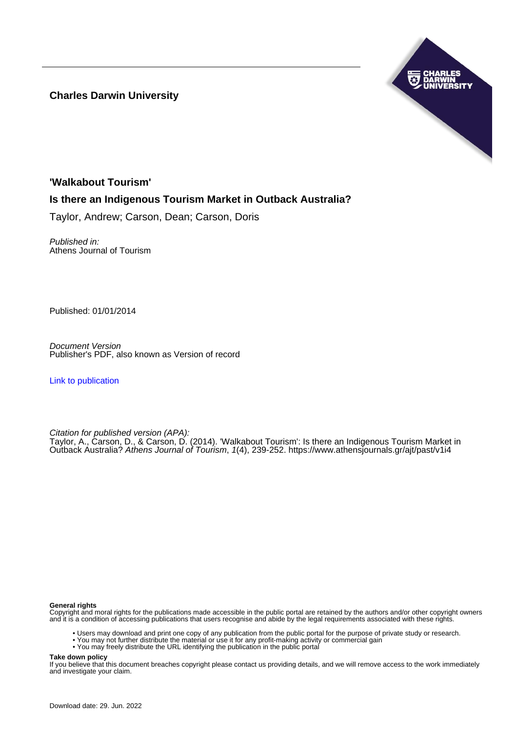**Charles Darwin University**

# 'Walkabout Tourism'

## Is there an Indigenous Tourism Market in Outback Australia?

Taylor, Andrew; Carson, Dean; Carson, Doris

*Published in:*
Athens Journal of Tourism

Published: 01/01/2014

*Document Version*
Publisher's PDF, also known as Version of record

[Link to publication](#)

*Citation for published version (APA):*
Taylor, A., Carson, D., & Carson, D. (2014). 'Walkabout Tourism': Is there an Indigenous Tourism Market in Outback Australia? *Athens Journal of Tourism*, *1*(4), 239-252. https://www.athensjournals.gr/ajt/past/v1i4

**General rights**
Copyright and moral rights for the publications made accessible in the public portal are retained by the authors and/or other copyright owners and it is a condition of accessing publications that users recognise and abide by the legal requirements associated with these rights.

- Users may download and print one copy of any publication from the public portal for the purpose of private study or research.
- You may not further distribute the material or use it for any profit-making activity or commercial gain
- You may freely distribute the URL identifying the publication in the public portal

**Take down policy**
If you believe that this document breaches copyright please contact us providing details, and we will remove access to the work immediately and investigate your claim.

Download date: 29. Jun. 2022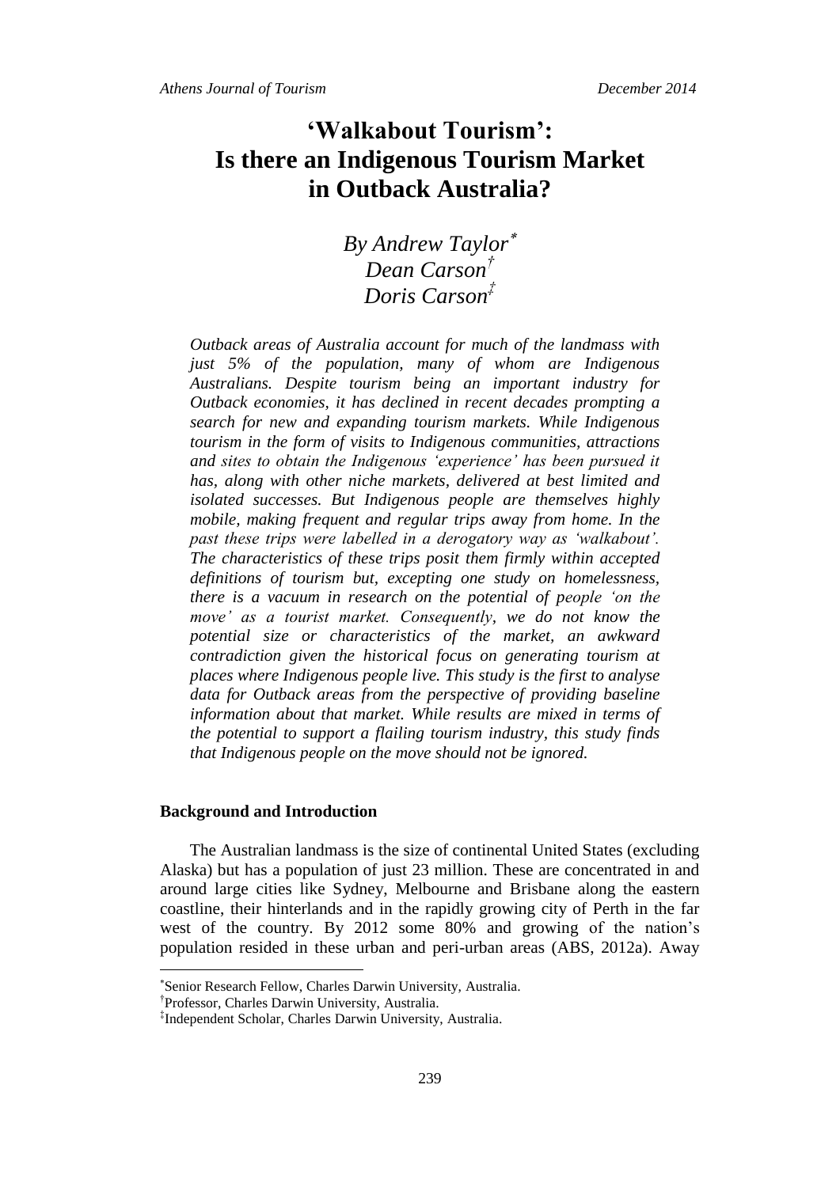# 'Walkabout Tourism': Is there an Indigenous Tourism Market in Outback Australia?

*By Andrew Taylor*[*]
*Dean Carson*[†]
*Doris Carson*[‡]

*Outback areas of Australia account for much of the landmass with just 5% of the population, many of whom are Indigenous Australians. Despite tourism being an important industry for Outback economies, it has declined in recent decades prompting a search for new and expanding tourism markets. While Indigenous tourism in the form of visits to Indigenous communities, attractions and sites to obtain the Indigenous 'experience' has been pursued it has, along with other niche markets, delivered at best limited and isolated successes. But Indigenous people are themselves highly mobile, making frequent and regular trips away from home. In the past these trips were labelled in a derogatory way as 'walkabout'. The characteristics of these trips posit them firmly within accepted definitions of tourism but, excepting one study on homelessness, there is a vacuum in research on the potential of people 'on the move' as a tourist market. Consequently, we do not know the potential size or characteristics of the market, an awkward contradiction given the historical focus on generating tourism at places where Indigenous people live. This study is the first to analyse data for Outback areas from the perspective of providing baseline information about that market. While results are mixed in terms of the potential to support a flailing tourism industry, this study finds that Indigenous people on the move should not be ignored.*

**Background and Introduction**

The Australian landmass is the size of continental United States (excluding Alaska) but has a population of just 23 million. These are concentrated in and around large cities like Sydney, Melbourne and Brisbane along the eastern coastline, their hinterlands and in the rapidly growing city of Perth in the far west of the country. By 2012 some 80% and growing of the nation's population resided in these urban and peri-urban areas (ABS, 2012a). Away

---

[*] Senior Research Fellow, Charles Darwin University, Australia.
[†] Professor, Charles Darwin University, Australia.
[‡] Independent Scholar, Charles Darwin University, Australia.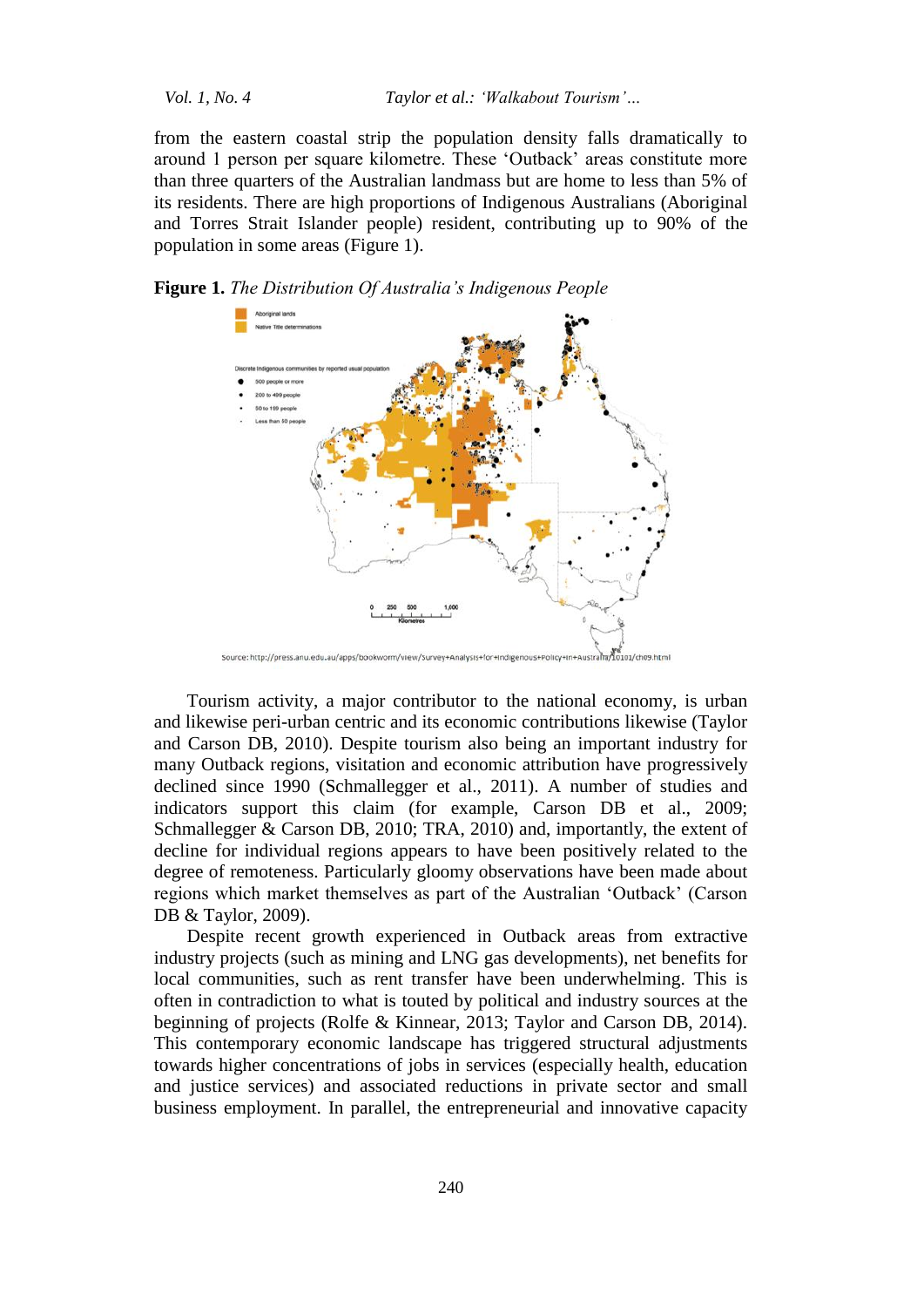from the eastern coastal strip the population density falls dramatically to around 1 person per square kilometre. These 'Outback' areas constitute more than three quarters of the Australian landmass but are home to less than 5% of its residents. There are high proportions of Indigenous Australians (Aboriginal and Torres Strait Islander people) resident, contributing up to 90% of the population in some areas (Figure 1).

**Figure 1.** *The Distribution Of Australia's Indigenous People*

Source: http://press.anu.edu.au/apps/bookworm/view/Survey+Analysis+for+Indigenous+Policy+in+Australia/10101/ch09.html

Tourism activity, a major contributor to the national economy, is urban and likewise peri-urban centric and its economic contributions likewise (Taylor and Carson DB, 2010). Despite tourism also being an important industry for many Outback regions, visitation and economic attribution have progressively declined since 1990 (Schmallegger et al., 2011). A number of studies and indicators support this claim (for example, Carson DB et al., 2009; Schmallegger & Carson DB, 2010; TRA, 2010) and, importantly, the extent of decline for individual regions appears to have been positively related to the degree of remoteness. Particularly gloomy observations have been made about regions which market themselves as part of the Australian 'Outback' (Carson DB & Taylor, 2009).

Despite recent growth experienced in Outback areas from extractive industry projects (such as mining and LNG gas developments), net benefits for local communities, such as rent transfer have been underwhelming. This is often in contradiction to what is touted by political and industry sources at the beginning of projects (Rolfe & Kinnear, 2013; Taylor and Carson DB, 2014). This contemporary economic landscape has triggered structural adjustments towards higher concentrations of jobs in services (especially health, education and justice services) and associated reductions in private sector and small business employment. In parallel, the entrepreneurial and innovative capacity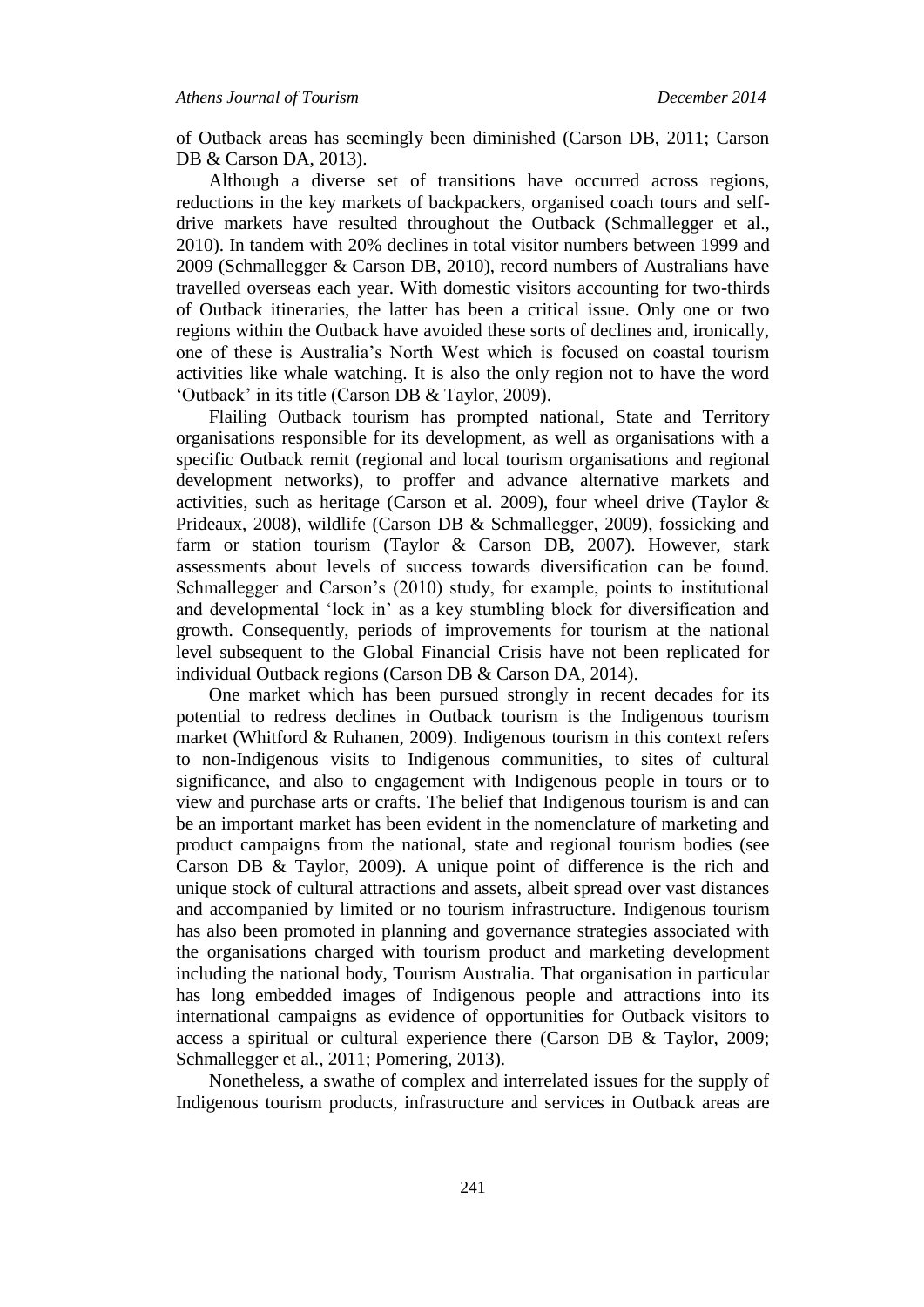of Outback areas has seemingly been diminished (Carson DB, 2011; Carson DB & Carson DA, 2013).

Although a diverse set of transitions have occurred across regions, reductions in the key markets of backpackers, organised coach tours and self-drive markets have resulted throughout the Outback (Schmallegger et al., 2010). In tandem with 20% declines in total visitor numbers between 1999 and 2009 (Schmallegger & Carson DB, 2010), record numbers of Australians have travelled overseas each year. With domestic visitors accounting for two-thirds of Outback itineraries, the latter has been a critical issue. Only one or two regions within the Outback have avoided these sorts of declines and, ironically, one of these is Australia's North West which is focused on coastal tourism activities like whale watching. It is also the only region not to have the word 'Outback' in its title (Carson DB & Taylor, 2009).

Flailing Outback tourism has prompted national, State and Territory organisations responsible for its development, as well as organisations with a specific Outback remit (regional and local tourism organisations and regional development networks), to proffer and advance alternative markets and activities, such as heritage (Carson et al. 2009), four wheel drive (Taylor & Prideaux, 2008), wildlife (Carson DB & Schmallegger, 2009), fossicking and farm or station tourism (Taylor & Carson DB, 2007). However, stark assessments about levels of success towards diversification can be found. Schmallegger and Carson's (2010) study, for example, points to institutional and developmental 'lock in' as a key stumbling block for diversification and growth. Consequently, periods of improvements for tourism at the national level subsequent to the Global Financial Crisis have not been replicated for individual Outback regions (Carson DB & Carson DA, 2014).

One market which has been pursued strongly in recent decades for its potential to redress declines in Outback tourism is the Indigenous tourism market (Whitford & Ruhanen, 2009). Indigenous tourism in this context refers to non-Indigenous visits to Indigenous communities, to sites of cultural significance, and also to engagement with Indigenous people in tours or to view and purchase arts or crafts. The belief that Indigenous tourism is and can be an important market has been evident in the nomenclature of marketing and product campaigns from the national, state and regional tourism bodies (see Carson DB & Taylor, 2009). A unique point of difference is the rich and unique stock of cultural attractions and assets, albeit spread over vast distances and accompanied by limited or no tourism infrastructure. Indigenous tourism has also been promoted in planning and governance strategies associated with the organisations charged with tourism product and marketing development including the national body, Tourism Australia. That organisation in particular has long embedded images of Indigenous people and attractions into its international campaigns as evidence of opportunities for Outback visitors to access a spiritual or cultural experience there (Carson DB & Taylor, 2009; Schmallegger et al., 2011; Pomering, 2013).

Nonetheless, a swathe of complex and interrelated issues for the supply of Indigenous tourism products, infrastructure and services in Outback areas are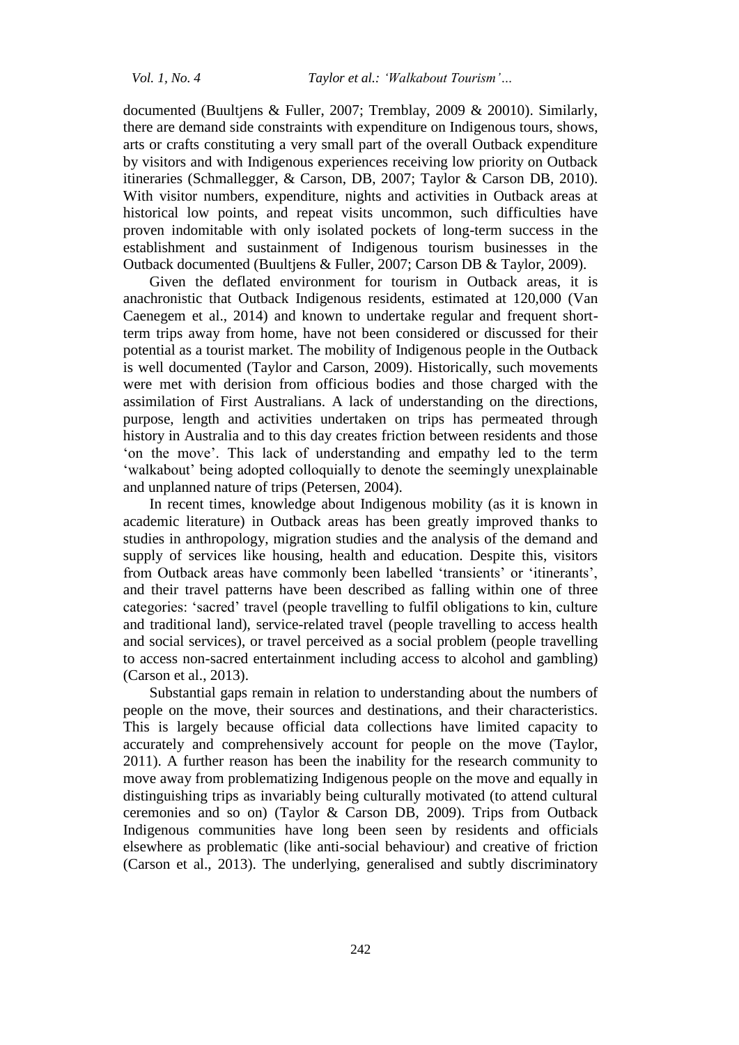documented (Buultjens & Fuller, 2007; Tremblay, 2009 & 20010). Similarly, there are demand side constraints with expenditure on Indigenous tours, shows, arts or crafts constituting a very small part of the overall Outback expenditure by visitors and with Indigenous experiences receiving low priority on Outback itineraries (Schmallegger, & Carson, DB, 2007; Taylor & Carson DB, 2010). With visitor numbers, expenditure, nights and activities in Outback areas at historical low points, and repeat visits uncommon, such difficulties have proven indomitable with only isolated pockets of long-term success in the establishment and sustainment of Indigenous tourism businesses in the Outback documented (Buultjens & Fuller, 2007; Carson DB & Taylor, 2009).

Given the deflated environment for tourism in Outback areas, it is anachronistic that Outback Indigenous residents, estimated at 120,000 (Van Caenegem et al., 2014) and known to undertake regular and frequent short-term trips away from home, have not been considered or discussed for their potential as a tourist market. The mobility of Indigenous people in the Outback is well documented (Taylor and Carson, 2009). Historically, such movements were met with derision from officious bodies and those charged with the assimilation of First Australians. A lack of understanding on the directions, purpose, length and activities undertaken on trips has permeated through history in Australia and to this day creates friction between residents and those 'on the move'. This lack of understanding and empathy led to the term 'walkabout' being adopted colloquially to denote the seemingly unexplainable and unplanned nature of trips (Petersen, 2004).

In recent times, knowledge about Indigenous mobility (as it is known in academic literature) in Outback areas has been greatly improved thanks to studies in anthropology, migration studies and the analysis of the demand and supply of services like housing, health and education. Despite this, visitors from Outback areas have commonly been labelled 'transients' or 'itinerants', and their travel patterns have been described as falling within one of three categories: 'sacred' travel (people travelling to fulfil obligations to kin, culture and traditional land), service-related travel (people travelling to access health and social services), or travel perceived as a social problem (people travelling to access non-sacred entertainment including access to alcohol and gambling) (Carson et al., 2013).

Substantial gaps remain in relation to understanding about the numbers of people on the move, their sources and destinations, and their characteristics. This is largely because official data collections have limited capacity to accurately and comprehensively account for people on the move (Taylor, 2011). A further reason has been the inability for the research community to move away from problematizing Indigenous people on the move and equally in distinguishing trips as invariably being culturally motivated (to attend cultural ceremonies and so on) (Taylor & Carson DB, 2009). Trips from Outback Indigenous communities have long been seen by residents and officials elsewhere as problematic (like anti-social behaviour) and creative of friction (Carson et al., 2013). The underlying, generalised and subtly discriminatory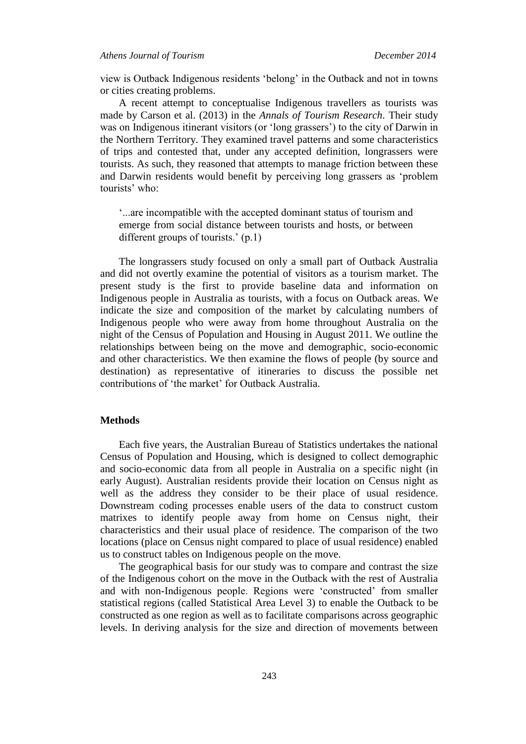view is Outback Indigenous residents 'belong' in the Outback and not in towns or cities creating problems.

A recent attempt to conceptualise Indigenous travellers as tourists was made by Carson et al. (2013) in the *Annals of Tourism Research*. Their study was on Indigenous itinerant visitors (or 'long grassers') to the city of Darwin in the Northern Territory. They examined travel patterns and some characteristics of trips and contested that, under any accepted definition, longrassers were tourists. As such, they reasoned that attempts to manage friction between these and Darwin residents would benefit by perceiving long grassers as 'problem tourists' who:

> '...are incompatible with the accepted dominant status of tourism and emerge from social distance between tourists and hosts, or between different groups of tourists.' (p.1)

The longrassers study focused on only a small part of Outback Australia and did not overtly examine the potential of visitors as a tourism market. The present study is the first to provide baseline data and information on Indigenous people in Australia as tourists, with a focus on Outback areas. We indicate the size and composition of the market by calculating numbers of Indigenous people who were away from home throughout Australia on the night of the Census of Population and Housing in August 2011. We outline the relationships between being on the move and demographic, socio-economic and other characteristics. We then examine the flows of people (by source and destination) as representative of itineraries to discuss the possible net contributions of 'the market' for Outback Australia.

## Methods

Each five years, the Australian Bureau of Statistics undertakes the national Census of Population and Housing, which is designed to collect demographic and socio-economic data from all people in Australia on a specific night (in early August). Australian residents provide their location on Census night as well as the address they consider to be their place of usual residence. Downstream coding processes enable users of the data to construct custom matrixes to identify people away from home on Census night, their characteristics and their usual place of residence. The comparison of the two locations (place on Census night compared to place of usual residence) enabled us to construct tables on Indigenous people on the move.

The geographical basis for our study was to compare and contrast the size of the Indigenous cohort on the move in the Outback with the rest of Australia and with non-Indigenous people. Regions were 'constructed' from smaller statistical regions (called Statistical Area Level 3) to enable the Outback to be constructed as one region as well as to facilitate comparisons across geographic levels. In deriving analysis for the size and direction of movements between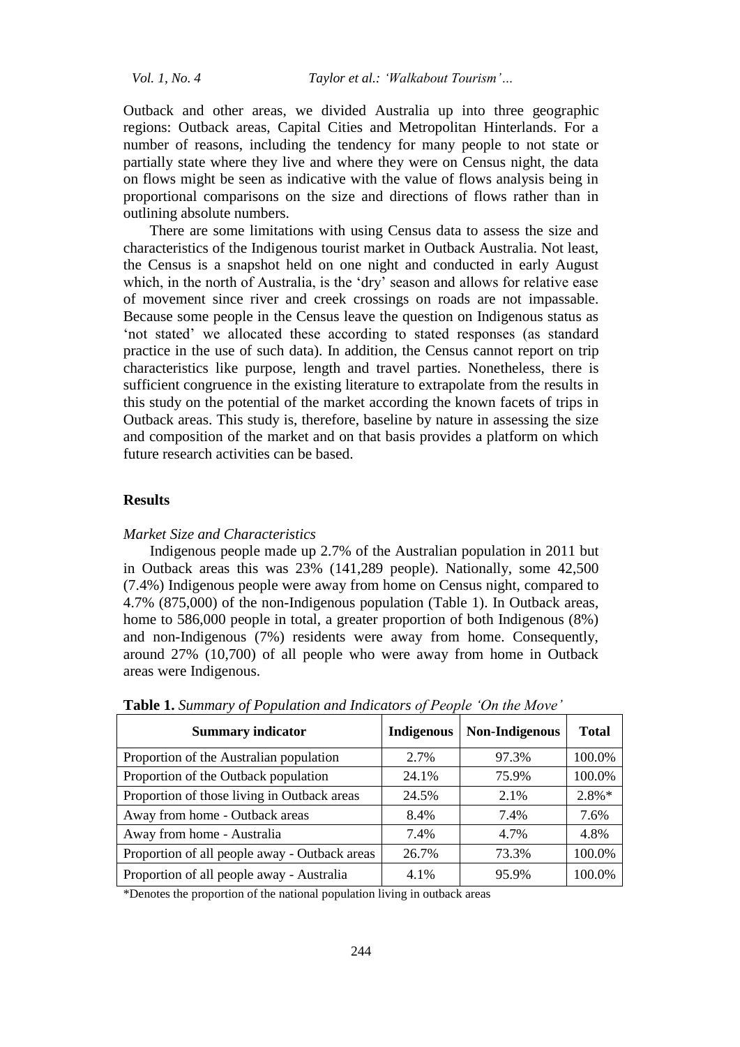Outback and other areas, we divided Australia up into three geographic regions: Outback areas, Capital Cities and Metropolitan Hinterlands. For a number of reasons, including the tendency for many people to not state or partially state where they live and where they were on Census night, the data on flows might be seen as indicative with the value of flows analysis being in proportional comparisons on the size and directions of flows rather than in outlining absolute numbers.

There are some limitations with using Census data to assess the size and characteristics of the Indigenous tourist market in Outback Australia. Not least, the Census is a snapshot held on one night and conducted in early August which, in the north of Australia, is the 'dry' season and allows for relative ease of movement since river and creek crossings on roads are not impassable. Because some people in the Census leave the question on Indigenous status as 'not stated' we allocated these according to stated responses (as standard practice in the use of such data). In addition, the Census cannot report on trip characteristics like purpose, length and travel parties. Nonetheless, there is sufficient congruence in the existing literature to extrapolate from the results in this study on the potential of the market according the known facets of trips in Outback areas. This study is, therefore, baseline by nature in assessing the size and composition of the market and on that basis provides a platform on which future research activities can be based.

## Results

### *Market Size and Characteristics*

Indigenous people made up 2.7% of the Australian population in 2011 but in Outback areas this was 23% (141,289 people). Nationally, some 42,500 (7.4%) Indigenous people were away from home on Census night, compared to 4.7% (875,000) of the non-Indigenous population (Table 1). In Outback areas, home to 586,000 people in total, a greater proportion of both Indigenous (8%) and non-Indigenous (7%) residents were away from home. Consequently, around 27% (10,700) of all people who were away from home in Outback areas were Indigenous.

**Table 1.** *Summary of Population and Indicators of People 'On the Move'*

| Summary indicator | Indigenous | Non-Indigenous | Total |
|---|---|---|---|
| Proportion of the Australian population | 2.7% | 97.3% | 100.0% |
| Proportion of the Outback population | 24.1% | 75.9% | 100.0% |
| Proportion of those living in Outback areas | 24.5% | 2.1% | 2.8%* |
| Away from home - Outback areas | 8.4% | 7.4% | 7.6% |
| Away from home - Australia | 7.4% | 4.7% | 4.8% |
| Proportion of all people away - Outback areas | 26.7% | 73.3% | 100.0% |
| Proportion of all people away - Australia | 4.1% | 95.9% | 100.0% |

*Denotes the proportion of the national population living in outback areas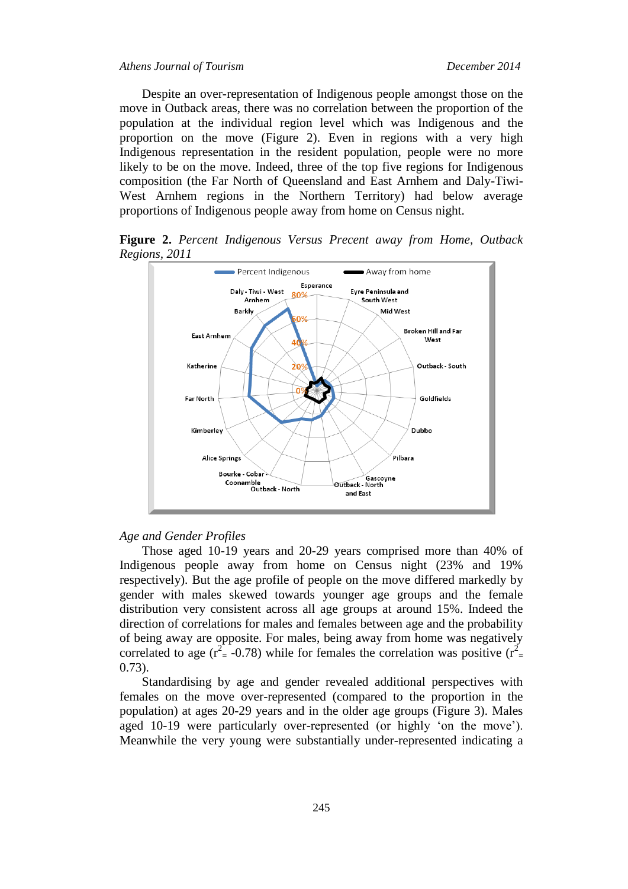Despite an over-representation of Indigenous people amongst those on the move in Outback areas, there was no correlation between the proportion of the population at the individual region level which was Indigenous and the proportion on the move (Figure 2). Even in regions with a very high Indigenous representation in the resident population, people were no more likely to be on the move. Indeed, three of the top five regions for Indigenous composition (the Far North of Queensland and East Arnhem and Daly-Tiwi-West Arnhem regions in the Northern Territory) had below average proportions of Indigenous people away from home on Census night.

**Figure 2.** *Percent Indigenous Versus Precent away from Home, Outback Regions, 2011*

*Age and Gender Profiles*

Those aged 10-19 years and 20-29 years comprised more than 40% of Indigenous people away from home on Census night (23% and 19% respectively). But the age profile of people on the move differed markedly by gender with males skewed towards younger age groups and the female distribution very consistent across all age groups at around 15%. Indeed the direction of correlations for males and females between age and the probability of being away are opposite. For males, being away from home was negatively correlated to age ($r^2_=$ -0.78) while for females the correlation was positive ($r^2_=$ 0.73).

Standardising by age and gender revealed additional perspectives with females on the move over-represented (compared to the proportion in the population) at ages 20-29 years and in the older age groups (Figure 3). Males aged 10-19 were particularly over-represented (or highly 'on the move'). Meanwhile the very young were substantially under-represented indicating a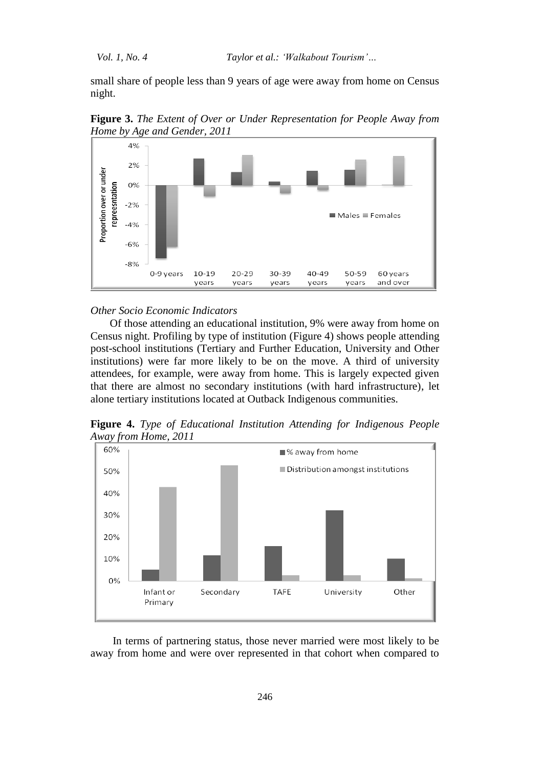small share of people less than 9 years of age were away from home on Census night.

**Figure 3.** *The Extent of Over or Under Representation for People Away from Home by Age and Gender, 2011*

*Other Socio Economic Indicators*

Of those attending an educational institution, 9% were away from home on Census night. Profiling by type of institution (Figure 4) shows people attending post-school institutions (Tertiary and Further Education, University and Other institutions) were far more likely to be on the move. A third of university attendees, for example, were away from home. This is largely expected given that there are almost no secondary institutions (with hard infrastructure), let alone tertiary institutions located at Outback Indigenous communities.

**Figure 4.** *Type of Educational Institution Attending for Indigenous People Away from Home, 2011*

In terms of partnering status, those never married were most likely to be away from home and were over represented in that cohort when compared to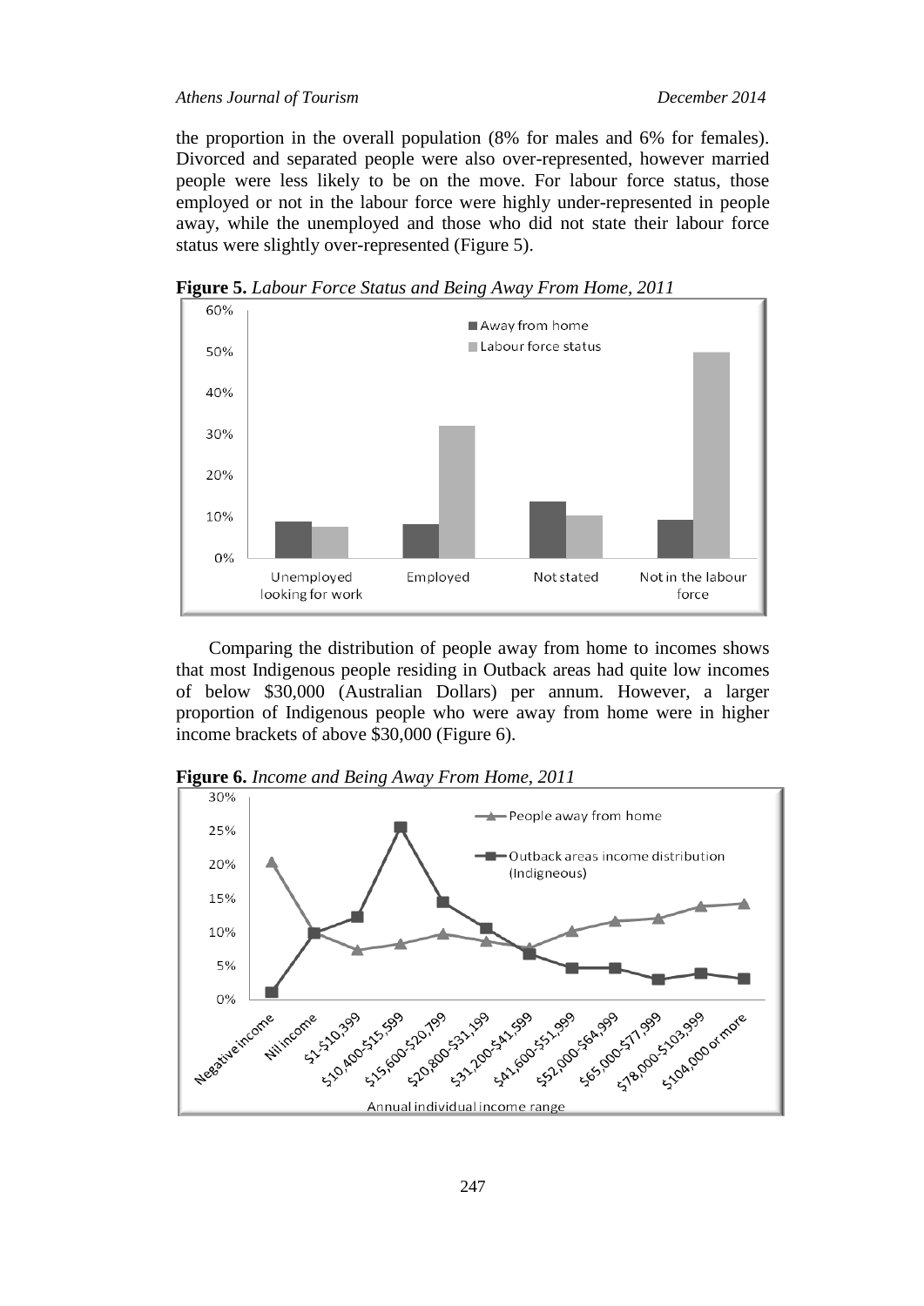the proportion in the overall population (8% for males and 6% for females). Divorced and separated people were also over-represented, however married people were less likely to be on the move. For labour force status, those employed or not in the labour force were highly under-represented in people away, while the unemployed and those who did not state their labour force status were slightly over-represented (Figure 5).

**Figure 5.** *Labour Force Status and Being Away From Home, 2011*

Comparing the distribution of people away from home to incomes shows that most Indigenous people residing in Outback areas had quite low incomes of below \$30,000 (Australian Dollars) per annum. However, a larger proportion of Indigenous people who were away from home were in higher income brackets of above \$30,000 (Figure 6).

**Figure 6.** *Income and Being Away From Home, 2011*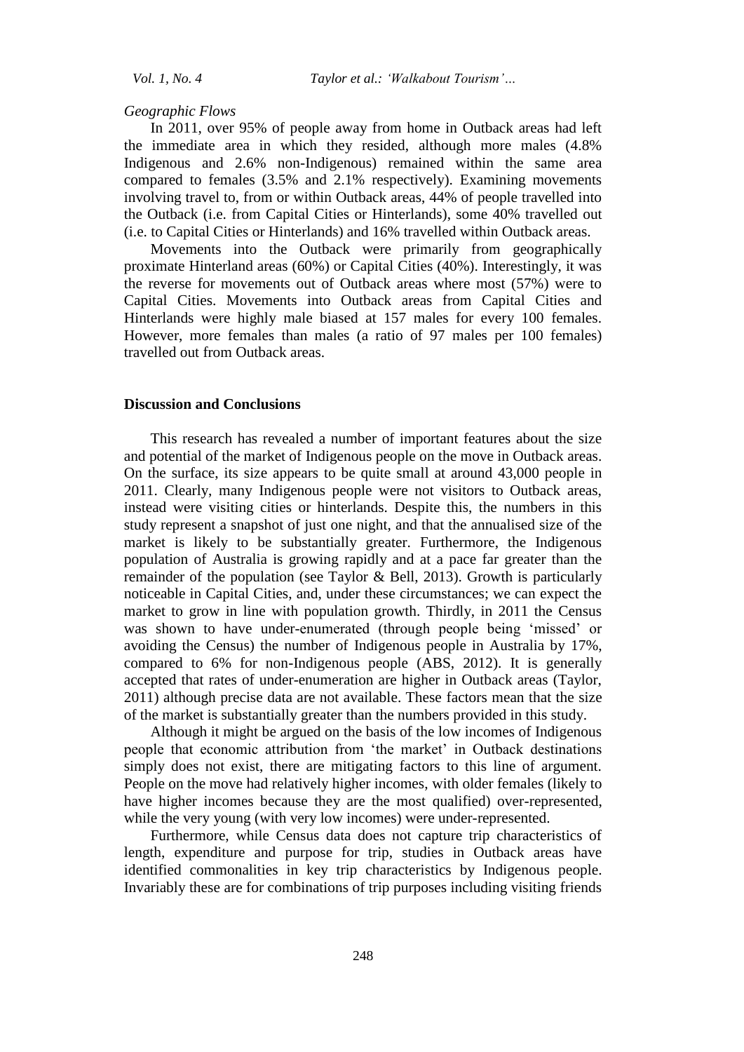*Geographic Flows*

In 2011, over 95% of people away from home in Outback areas had left the immediate area in which they resided, although more males (4.8% Indigenous and 2.6% non-Indigenous) remained within the same area compared to females (3.5% and 2.1% respectively). Examining movements involving travel to, from or within Outback areas, 44% of people travelled into the Outback (i.e. from Capital Cities or Hinterlands), some 40% travelled out (i.e. to Capital Cities or Hinterlands) and 16% travelled within Outback areas.

Movements into the Outback were primarily from geographically proximate Hinterland areas (60%) or Capital Cities (40%). Interestingly, it was the reverse for movements out of Outback areas where most (57%) were to Capital Cities. Movements into Outback areas from Capital Cities and Hinterlands were highly male biased at 157 males for every 100 females. However, more females than males (a ratio of 97 males per 100 females) travelled out from Outback areas.

## Discussion and Conclusions

This research has revealed a number of important features about the size and potential of the market of Indigenous people on the move in Outback areas. On the surface, its size appears to be quite small at around 43,000 people in 2011. Clearly, many Indigenous people were not visitors to Outback areas, instead were visiting cities or hinterlands. Despite this, the numbers in this study represent a snapshot of just one night, and that the annualised size of the market is likely to be substantially greater. Furthermore, the Indigenous population of Australia is growing rapidly and at a pace far greater than the remainder of the population (see Taylor & Bell, 2013). Growth is particularly noticeable in Capital Cities, and, under these circumstances; we can expect the market to grow in line with population growth. Thirdly, in 2011 the Census was shown to have under-enumerated (through people being 'missed' or avoiding the Census) the number of Indigenous people in Australia by 17%, compared to 6% for non-Indigenous people (ABS, 2012). It is generally accepted that rates of under-enumeration are higher in Outback areas (Taylor, 2011) although precise data are not available. These factors mean that the size of the market is substantially greater than the numbers provided in this study.

Although it might be argued on the basis of the low incomes of Indigenous people that economic attribution from 'the market' in Outback destinations simply does not exist, there are mitigating factors to this line of argument. People on the move had relatively higher incomes, with older females (likely to have higher incomes because they are the most qualified) over-represented, while the very young (with very low incomes) were under-represented.

Furthermore, while Census data does not capture trip characteristics of length, expenditure and purpose for trip, studies in Outback areas have identified commonalities in key trip characteristics by Indigenous people. Invariably these are for combinations of trip purposes including visiting friends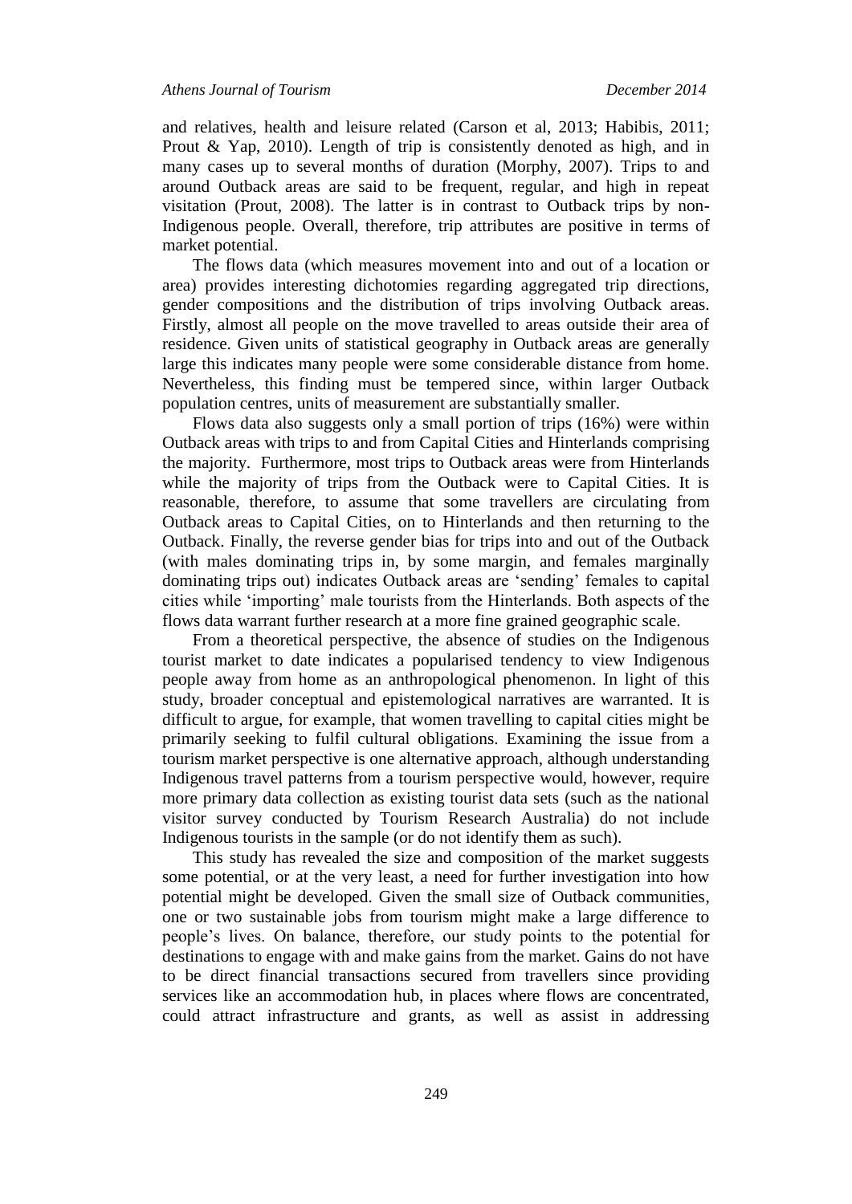and relatives, health and leisure related (Carson et al, 2013; Habibis, 2011; Prout & Yap, 2010). Length of trip is consistently denoted as high, and in many cases up to several months of duration (Morphy, 2007). Trips to and around Outback areas are said to be frequent, regular, and high in repeat visitation (Prout, 2008). The latter is in contrast to Outback trips by non-Indigenous people. Overall, therefore, trip attributes are positive in terms of market potential.

The flows data (which measures movement into and out of a location or area) provides interesting dichotomies regarding aggregated trip directions, gender compositions and the distribution of trips involving Outback areas. Firstly, almost all people on the move travelled to areas outside their area of residence. Given units of statistical geography in Outback areas are generally large this indicates many people were some considerable distance from home. Nevertheless, this finding must be tempered since, within larger Outback population centres, units of measurement are substantially smaller.

Flows data also suggests only a small portion of trips (16%) were within Outback areas with trips to and from Capital Cities and Hinterlands comprising the majority. Furthermore, most trips to Outback areas were from Hinterlands while the majority of trips from the Outback were to Capital Cities. It is reasonable, therefore, to assume that some travellers are circulating from Outback areas to Capital Cities, on to Hinterlands and then returning to the Outback. Finally, the reverse gender bias for trips into and out of the Outback (with males dominating trips in, by some margin, and females marginally dominating trips out) indicates Outback areas are 'sending' females to capital cities while 'importing' male tourists from the Hinterlands. Both aspects of the flows data warrant further research at a more fine grained geographic scale.

From a theoretical perspective, the absence of studies on the Indigenous tourist market to date indicates a popularised tendency to view Indigenous people away from home as an anthropological phenomenon. In light of this study, broader conceptual and epistemological narratives are warranted. It is difficult to argue, for example, that women travelling to capital cities might be primarily seeking to fulfil cultural obligations. Examining the issue from a tourism market perspective is one alternative approach, although understanding Indigenous travel patterns from a tourism perspective would, however, require more primary data collection as existing tourist data sets (such as the national visitor survey conducted by Tourism Research Australia) do not include Indigenous tourists in the sample (or do not identify them as such).

This study has revealed the size and composition of the market suggests some potential, or at the very least, a need for further investigation into how potential might be developed. Given the small size of Outback communities, one or two sustainable jobs from tourism might make a large difference to people's lives. On balance, therefore, our study points to the potential for destinations to engage with and make gains from the market. Gains do not have to be direct financial transactions secured from travellers since providing services like an accommodation hub, in places where flows are concentrated, could attract infrastructure and grants, as well as assist in addressing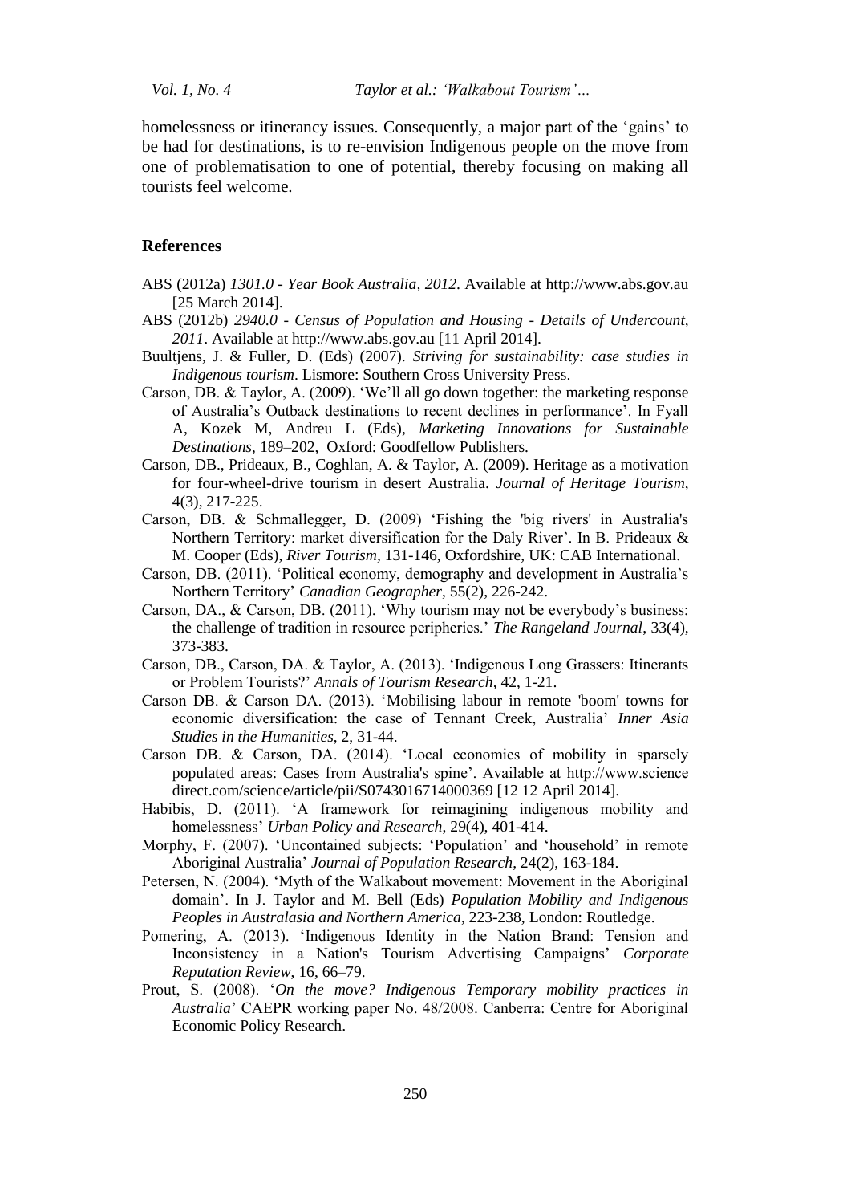homelessness or itinerancy issues. Consequently, a major part of the 'gains' to be had for destinations, is to re-envision Indigenous people on the move from one of problematisation to one of potential, thereby focusing on making all tourists feel welcome.

## References

ABS (2012a) *1301.0 - Year Book Australia, 2012*. Available at http://www.abs.gov.au [25 March 2014].

ABS (2012b) *2940.0 - Census of Population and Housing - Details of Undercount, 2011*. Available at http://www.abs.gov.au [11 April 2014].

Buultjens, J. & Fuller, D. (Eds) (2007). *Striving for sustainability: case studies in Indigenous tourism*. Lismore: Southern Cross University Press.

Carson, DB. & Taylor, A. (2009). 'We'll all go down together: the marketing response of Australia's Outback destinations to recent declines in performance'. In Fyall A, Kozek M, Andreu L (Eds), *Marketing Innovations for Sustainable Destinations*, 189–202, Oxford: Goodfellow Publishers.

Carson, DB., Prideaux, B., Coghlan, A. & Taylor, A. (2009). Heritage as a motivation for four-wheel-drive tourism in desert Australia. *Journal of Heritage Tourism*, 4(3), 217-225.

Carson, DB. & Schmallegger, D. (2009) 'Fishing the 'big rivers' in Australia's Northern Territory: market diversification for the Daly River'. In B. Prideaux & M. Cooper (Eds), *River Tourism*, 131-146, Oxfordshire, UK: CAB International.

Carson, DB. (2011). 'Political economy, demography and development in Australia's Northern Territory' *Canadian Geographer*, 55(2), 226-242.

Carson, DA., & Carson, DB. (2011). 'Why tourism may not be everybody's business: the challenge of tradition in resource peripheries.' *The Rangeland Journal*, 33(4), 373-383.

Carson, DB., Carson, DA. & Taylor, A. (2013). 'Indigenous Long Grassers: Itinerants or Problem Tourists?' *Annals of Tourism Research*, 42, 1-21.

Carson DB. & Carson DA. (2013). 'Mobilising labour in remote 'boom' towns for economic diversification: the case of Tennant Creek, Australia' *Inner Asia Studies in the Humanities*, 2, 31-44.

Carson DB. & Carson, DA. (2014). 'Local economies of mobility in sparsely populated areas: Cases from Australia's spine'. Available at http://www.science direct.com/science/article/pii/S0743016714000369 [12 12 April 2014].

Habibis, D. (2011). 'A framework for reimagining indigenous mobility and homelessness' *Urban Policy and Research*, 29(4), 401-414.

Morphy, F. (2007). 'Uncontained subjects: 'Population' and 'household' in remote Aboriginal Australia' *Journal of Population Research*, 24(2), 163-184.

Petersen, N. (2004). 'Myth of the Walkabout movement: Movement in the Aboriginal domain'. In J. Taylor and M. Bell (Eds) *Population Mobility and Indigenous Peoples in Australasia and Northern America*, 223-238, London: Routledge.

Pomering, A. (2013). 'Indigenous Identity in the Nation Brand: Tension and Inconsistency in a Nation's Tourism Advertising Campaigns' *Corporate Reputation Review*, 16, 66–79.

Prout, S. (2008). '*On the move? Indigenous Temporary mobility practices in Australia*' CAEPR working paper No. 48/2008. Canberra: Centre for Aboriginal Economic Policy Research.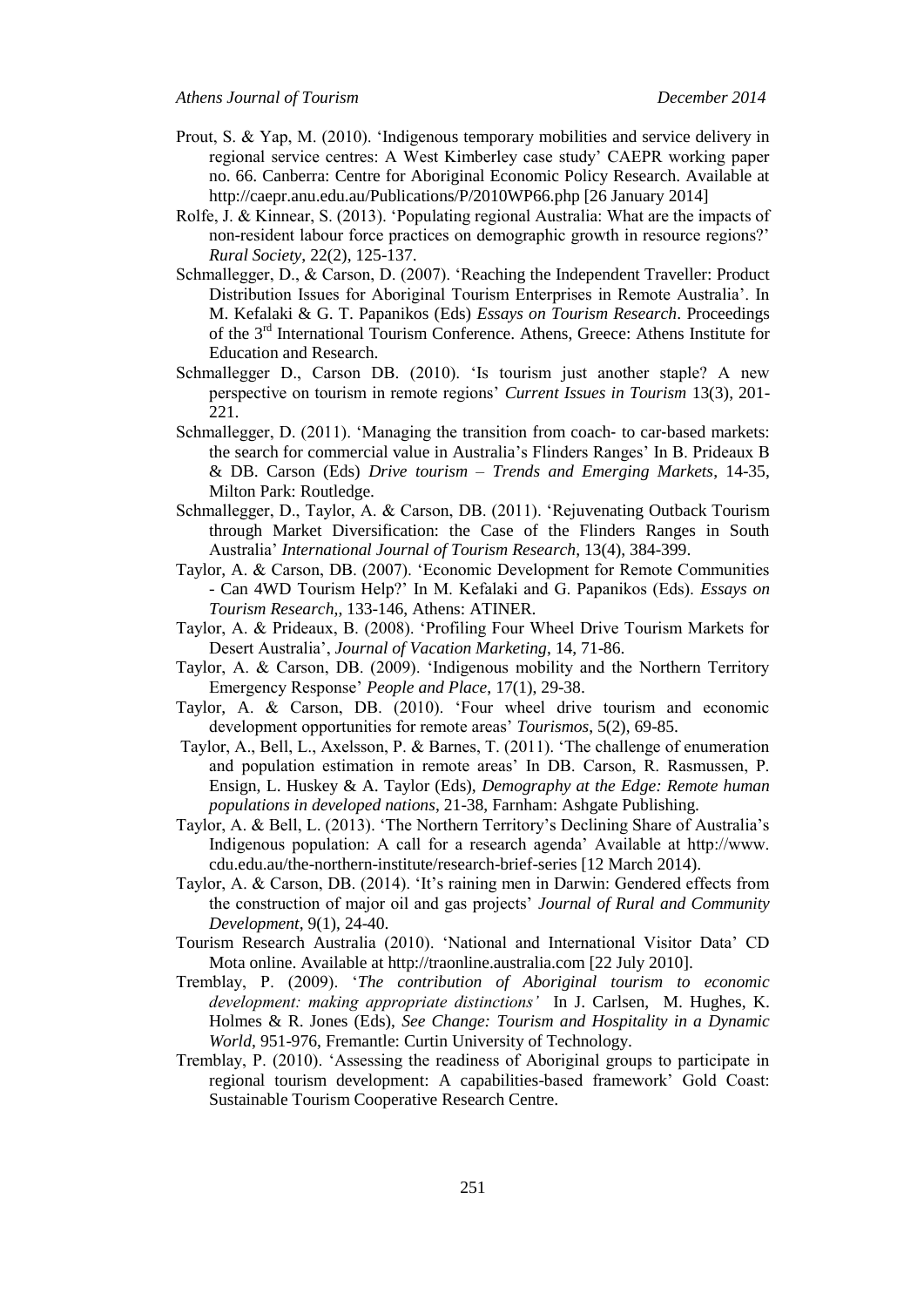Prout, S. & Yap, M. (2010). 'Indigenous temporary mobilities and service delivery in regional service centres: A West Kimberley case study' CAEPR working paper no. 66. Canberra: Centre for Aboriginal Economic Policy Research. Available at http://caepr.anu.edu.au/Publications/P/2010WP66.php [26 January 2014]

Rolfe, J. & Kinnear, S. (2013). 'Populating regional Australia: What are the impacts of non-resident labour force practices on demographic growth in resource regions?' *Rural Society*, 22(2), 125-137.

Schmallegger, D., & Carson, D. (2007). 'Reaching the Independent Traveller: Product Distribution Issues for Aboriginal Tourism Enterprises in Remote Australia'. In M. Kefalaki & G. T. Papanikos (Eds) *Essays on Tourism Research*. Proceedings of the 3rd International Tourism Conference. Athens, Greece: Athens Institute for Education and Research.

Schmallegger D., Carson DB. (2010). 'Is tourism just another staple? A new perspective on tourism in remote regions' *Current Issues in Tourism* 13(3), 201-221.

Schmallegger, D. (2011). 'Managing the transition from coach- to car-based markets: the search for commercial value in Australia's Flinders Ranges' In B. Prideaux B & DB. Carson (Eds) *Drive tourism – Trends and Emerging Markets*, 14-35, Milton Park: Routledge.

Schmallegger, D., Taylor, A. & Carson, DB. (2011). 'Rejuvenating Outback Tourism through Market Diversification: the Case of the Flinders Ranges in South Australia' *International Journal of Tourism Research*, 13(4), 384-399.

Taylor, A. & Carson, DB. (2007). 'Economic Development for Remote Communities - Can 4WD Tourism Help?' In M. Kefalaki and G. Papanikos (Eds). *Essays on Tourism Research*,, 133-146, Athens: ATINER.

Taylor, A. & Prideaux, B. (2008). 'Profiling Four Wheel Drive Tourism Markets for Desert Australia', *Journal of Vacation Marketing*, 14, 71-86.

Taylor, A. & Carson, DB. (2009). 'Indigenous mobility and the Northern Territory Emergency Response' *People and Place*, 17(1), 29-38.

Taylor, A. & Carson, DB. (2010). 'Four wheel drive tourism and economic development opportunities for remote areas' *Tourismos*, 5(2), 69-85.

Taylor, A., Bell, L., Axelsson, P. & Barnes, T. (2011). 'The challenge of enumeration and population estimation in remote areas' In DB. Carson, R. Rasmussen, P. Ensign, L. Huskey & A. Taylor (Eds), *Demography at the Edge: Remote human populations in developed nations*, 21-38, Farnham: Ashgate Publishing.

Taylor, A. & Bell, L. (2013). 'The Northern Territory's Declining Share of Australia's Indigenous population: A call for a research agenda' Available at http://www.cdu.edu.au/the-northern-institute/research-brief-series [12 March 2014).

Taylor, A. & Carson, DB. (2014). 'It's raining men in Darwin: Gendered effects from the construction of major oil and gas projects' *Journal of Rural and Community Development*, 9(1), 24-40.

Tourism Research Australia (2010). 'National and International Visitor Data' CD Mota online. Available at http://traonline.australia.com [22 July 2010].

Tremblay, P. (2009). '*The contribution of Aboriginal tourism to economic development: making appropriate distinctions'* In J. Carlsen, M. Hughes, K. Holmes & R. Jones (Eds), *See Change: Tourism and Hospitality in a Dynamic World*, 951-976, Fremantle: Curtin University of Technology.

Tremblay, P. (2010). 'Assessing the readiness of Aboriginal groups to participate in regional tourism development: A capabilities-based framework' Gold Coast: Sustainable Tourism Cooperative Research Centre.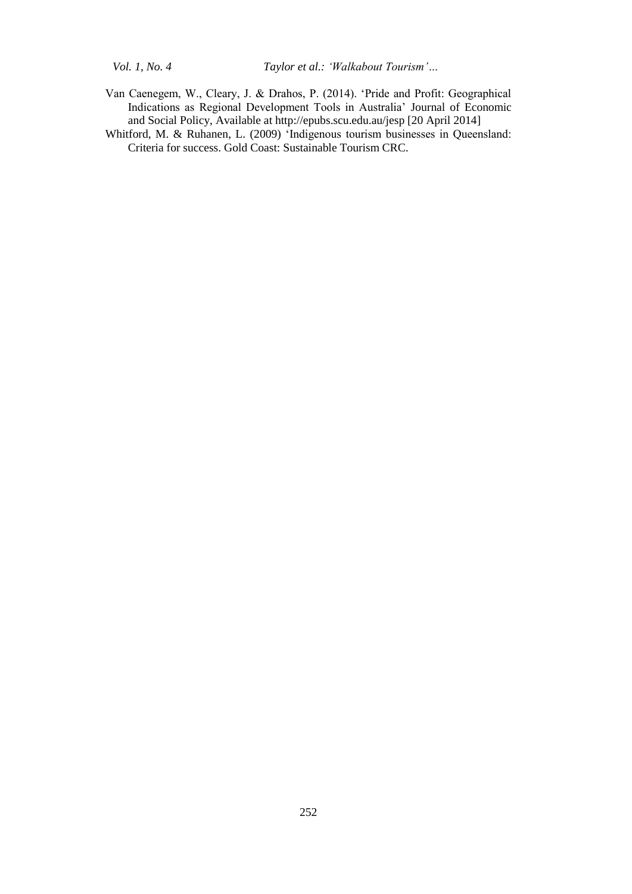Van Caenegem, W., Cleary, J. & Drahos, P. (2014). 'Pride and Profit: Geographical Indications as Regional Development Tools in Australia' Journal of Economic and Social Policy, Available at http://epubs.scu.edu.au/jesp [20 April 2014]

Whitford, M. & Ruhanen, L. (2009) 'Indigenous tourism businesses in Queensland: Criteria for success. Gold Coast: Sustainable Tourism CRC.